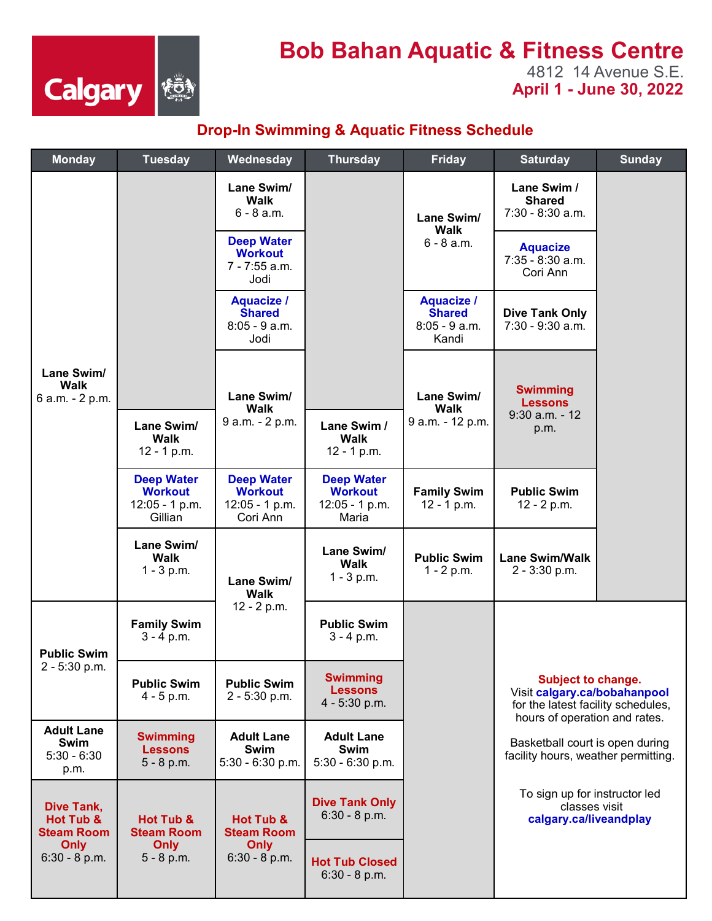# Bob Bahan Aquatic & Fitness Centre

4812 14 Avenue S.E.

**April 1 - June 30, 2022**

## Drop-In Swimming & Aquatic Fitness Schedule

| Monday | Tuesday | Wednesday | Thursday | Friday | Saturday | Sunday |
|---|---|---|---|---|---|---|
| **Lane Swim/ Walk** 6 a.m. - 2 p.m. | | **Lane Swim/ Walk** 6 - 8 a.m. | | **Lane Swim/ Walk** 6 - 8 a.m. | **Lane Swim / Shared** 7:30 - 8:30 a.m. | |
| | | **Deep Water Workout** 7 - 7:55 a.m. Jodi | | | **Aquacize** 7:35 - 8:30 a.m. Cori Ann | |
| | | **Aquacize / Shared** 8:05 - 9 a.m. Jodi | | **Aquacize / Shared** 8:05 - 9 a.m. Kandi | **Dive Tank Only** 7:30 - 9:30 a.m. | |
| | **Lane Swim/ Walk** 12 - 1 p.m. | **Lane Swim/ Walk** 9 a.m. - 2 p.m. | **Lane Swim / Walk** 12 - 1 p.m. | **Lane Swim/ Walk** 9 a.m. - 12 p.m. | **Swimming Lessons** 9:30 a.m. - 12 p.m. | |
| | **Deep Water Workout** 12:05 - 1 p.m. Gillian | **Deep Water Workout** 12:05 - 1 p.m. Cori Ann | **Deep Water Workout** 12:05 - 1 p.m. Maria | **Family Swim** 12 - 1 p.m. | **Public Swim** 12 - 2 p.m. | |
| | **Lane Swim/ Walk** 1 - 3 p.m. | **Lane Swim/ Walk** 12 - 2 p.m. | **Lane Swim/ Walk** 1 - 3 p.m. | **Public Swim** 1 - 2 p.m. | **Lane Swim/Walk** 2 - 3:30 p.m. | |
| **Public Swim** 2 - 5:30 p.m. | **Family Swim** 3 - 4 p.m. | | **Public Swim** 3 - 4 p.m. | | | |
| | **Public Swim** 4 - 5 p.m. | **Public Swim** 2 - 5:30 p.m. | **Swimming Lessons** 4 - 5:30 p.m. | | | |
| **Adult Lane Swim** 5:30 - 6:30 p.m. | **Swimming Lessons** 5 - 8 p.m. | **Adult Lane Swim** 5:30 - 6:30 p.m. | **Adult Lane Swim** 5:30 - 6:30 p.m. | | | |
| **Dive Tank, Hot Tub & Steam Room Only** 6:30 - 8 p.m. | **Hot Tub & Steam Room Only** 5 - 8 p.m. | **Hot Tub & Steam Room Only** 6:30 - 8 p.m. | **Dive Tank Only** 6:30 - 8 p.m. | | | |
| | | | **Hot Tub Closed** 6:30 - 8 p.m. | | | |

**Subject to change.**
Visit **calgary.ca/bobahanpool** for the latest facility schedules, hours of operation and rates.

Basketball court is open during facility hours, weather permitting.

To sign up for instructor led classes visit **calgary.ca/liveandplay**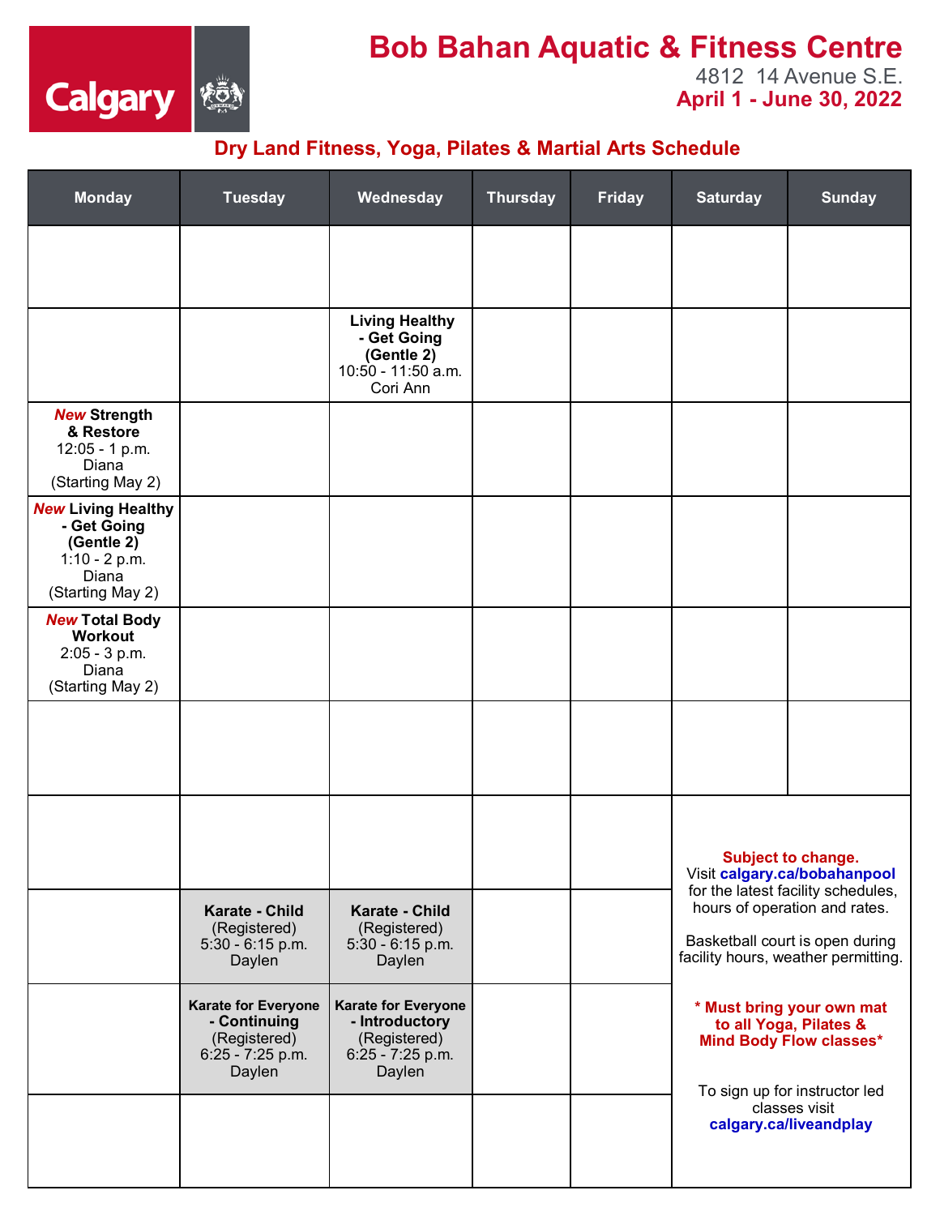# Bob Bahan Aquatic & Fitness Centre

4812 14 Avenue S.E.

**April 1 - June 30, 2022**

## Dry Land Fitness, Yoga, Pilates & Martial Arts Schedule

| Monday | Tuesday | Wednesday | Thursday | Friday | Saturday | Sunday |
|---|---|---|---|---|---|---|
| | | | | | | |
| | | **Living Healthy - Get Going (Gentle 2)** 10:50 - 11:50 a.m. Cori Ann | | | | |
| ***New*** **Strength & Restore** 12:05 - 1 p.m. Diana (Starting May 2) | | | | | | |
| ***New*** **Living Healthy - Get Going (Gentle 2)** 1:10 - 2 p.m. Diana (Starting May 2) | | | | | | |
| ***New*** **Total Body Workout** 2:05 - 3 p.m. Diana (Starting May 2) | | | | | | |
| | | | | | | |
| | | | | | | |
| | **Karate - Child** (Registered) 5:30 - 6:15 p.m. Daylen | **Karate - Child** (Registered) 5:30 - 6:15 p.m. Daylen | | | | |
| | **Karate for Everyone - Continuing** (Registered) 6:25 - 7:25 p.m. Daylen | **Karate for Everyone - Introductory** (Registered) 6:25 - 7:25 p.m. Daylen | | | | |
| | | | | | | |

**Subject to change.**
Visit calgary.ca/bobahanpool for the latest facility schedules, hours of operation and rates.

Basketball court is open during facility hours, weather permitting.

**\* Must bring your own mat to all Yoga, Pilates & Mind Body Flow classes\***

To sign up for instructor led classes visit **calgary.ca/liveandplay**